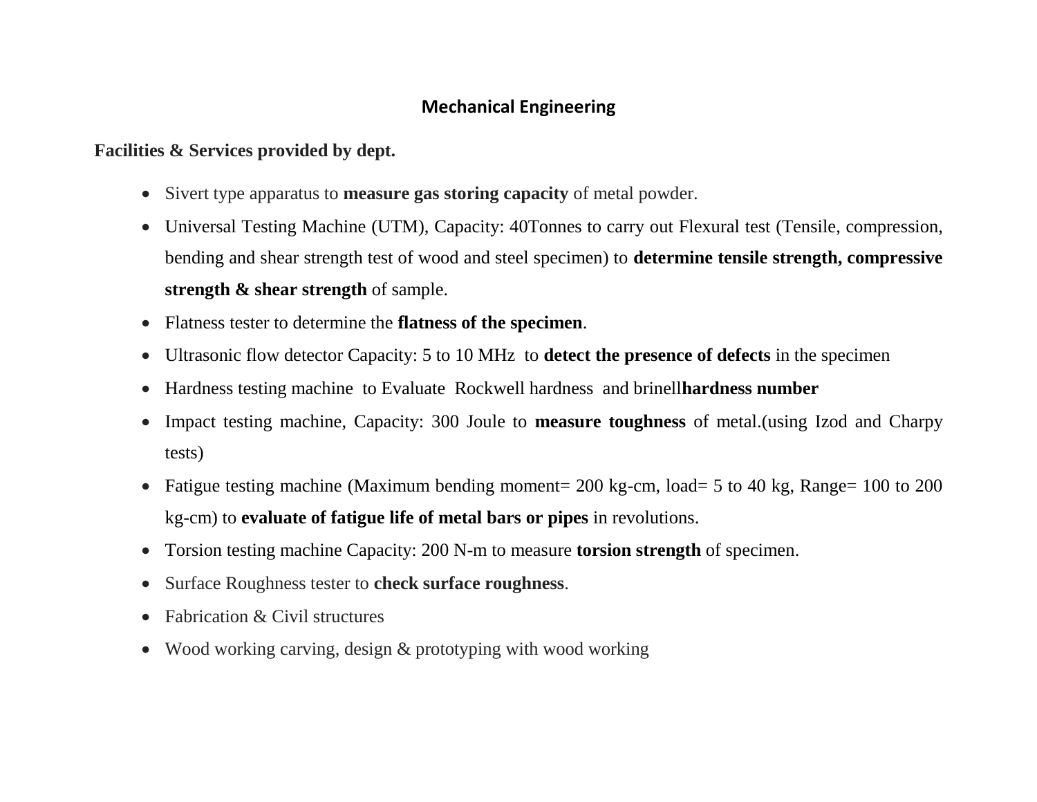# Mechanical Engineering

**Facilities & Services provided by dept.**

- Sivert type apparatus to **measure gas storing capacity** of metal powder.
- Universal Testing Machine (UTM), Capacity: 40Tonnes to carry out Flexural test (Tensile, compression, bending and shear strength test of wood and steel specimen) to **determine tensile strength, compressive strength & shear strength** of sample.
- Flatness tester to determine the **flatness of the specimen**.
- Ultrasonic flow detector Capacity: 5 to 10 MHz to **detect the presence of defects** in the specimen
- Hardness testing machine to Evaluate Rockwell hardness and brinell**hardness number**
- Impact testing machine, Capacity: 300 Joule to **measure toughness** of metal.(using Izod and Charpy tests)
- Fatigue testing machine (Maximum bending moment= 200 kg-cm, load= 5 to 40 kg, Range= 100 to 200 kg-cm) to **evaluate of fatigue life of metal bars or pipes** in revolutions.
- Torsion testing machine Capacity: 200 N-m to measure **torsion strength** of specimen.
- Surface Roughness tester to **check surface roughness**.
- Fabrication & Civil structures
- Wood working carving, design & prototyping with wood working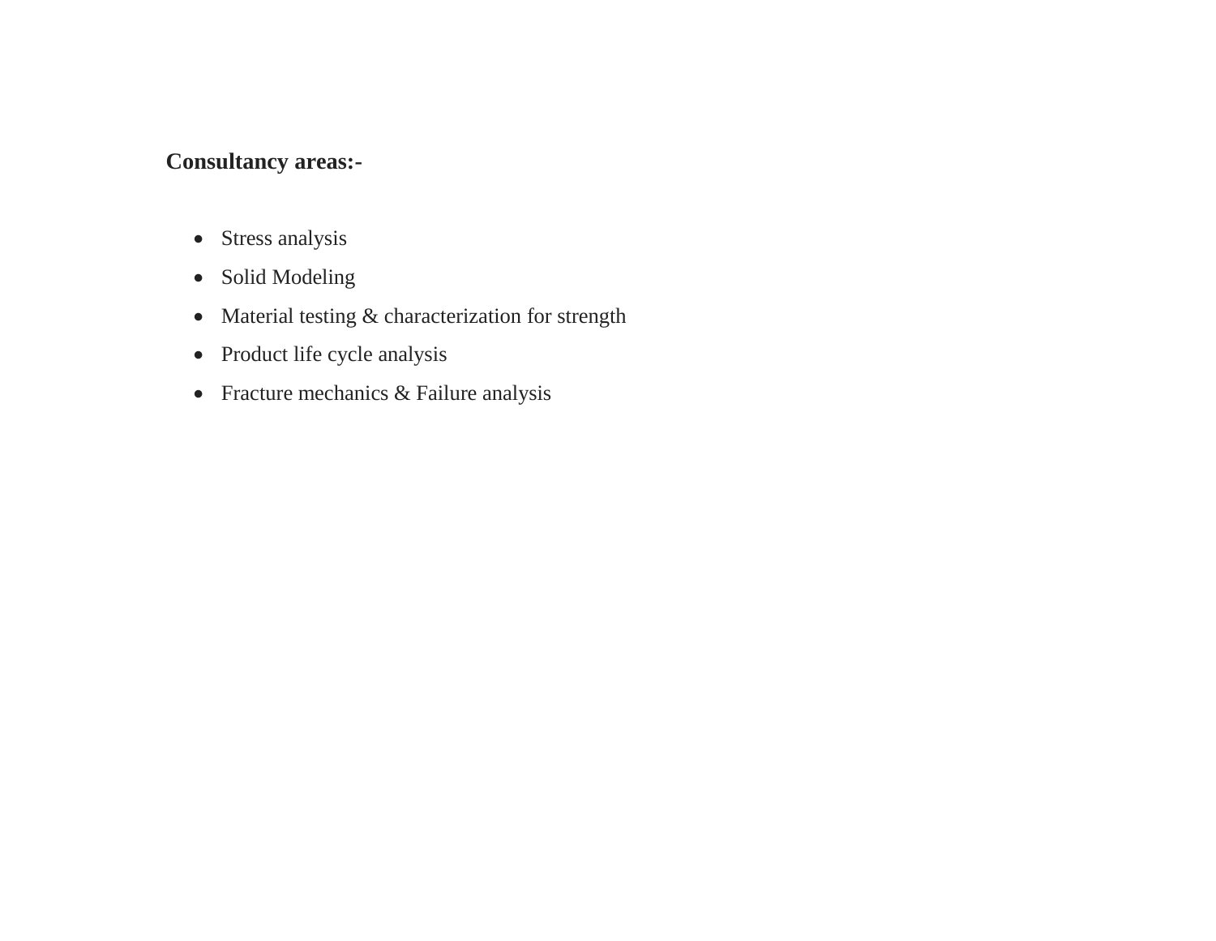**Consultancy areas:-**

- Stress analysis
- Solid Modeling
- Material testing & characterization for strength
- Product life cycle analysis
- Fracture mechanics & Failure analysis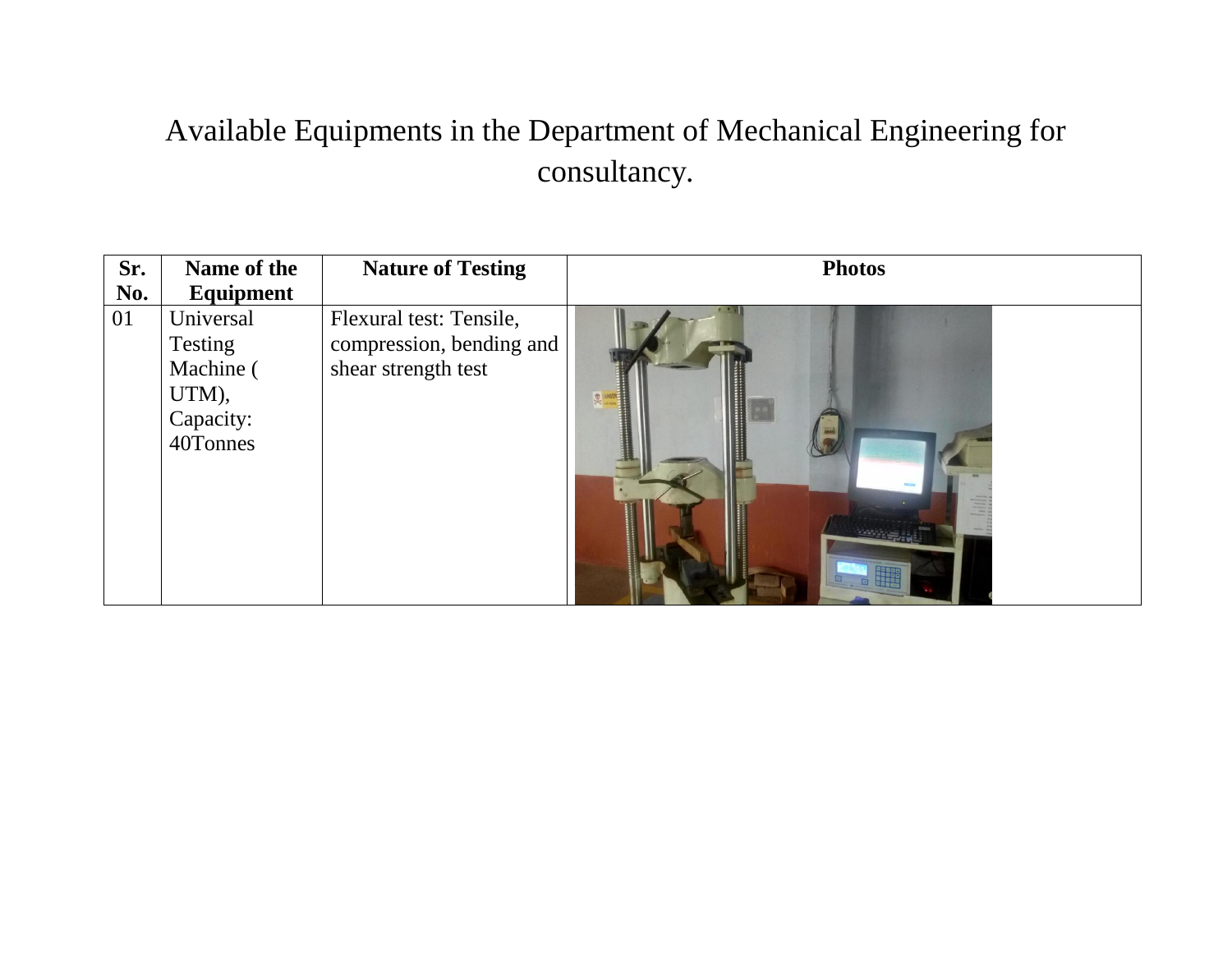# Available Equipments in the Department of Mechanical Engineering for consultancy.

| Sr. No. | Name of the Equipment | Nature of Testing | Photos |
|---|---|---|---|
| 01 | Universal Testing Machine ( UTM), Capacity: 40Tonnes | Flexural test: Tensile, compression, bending and shear strength test | |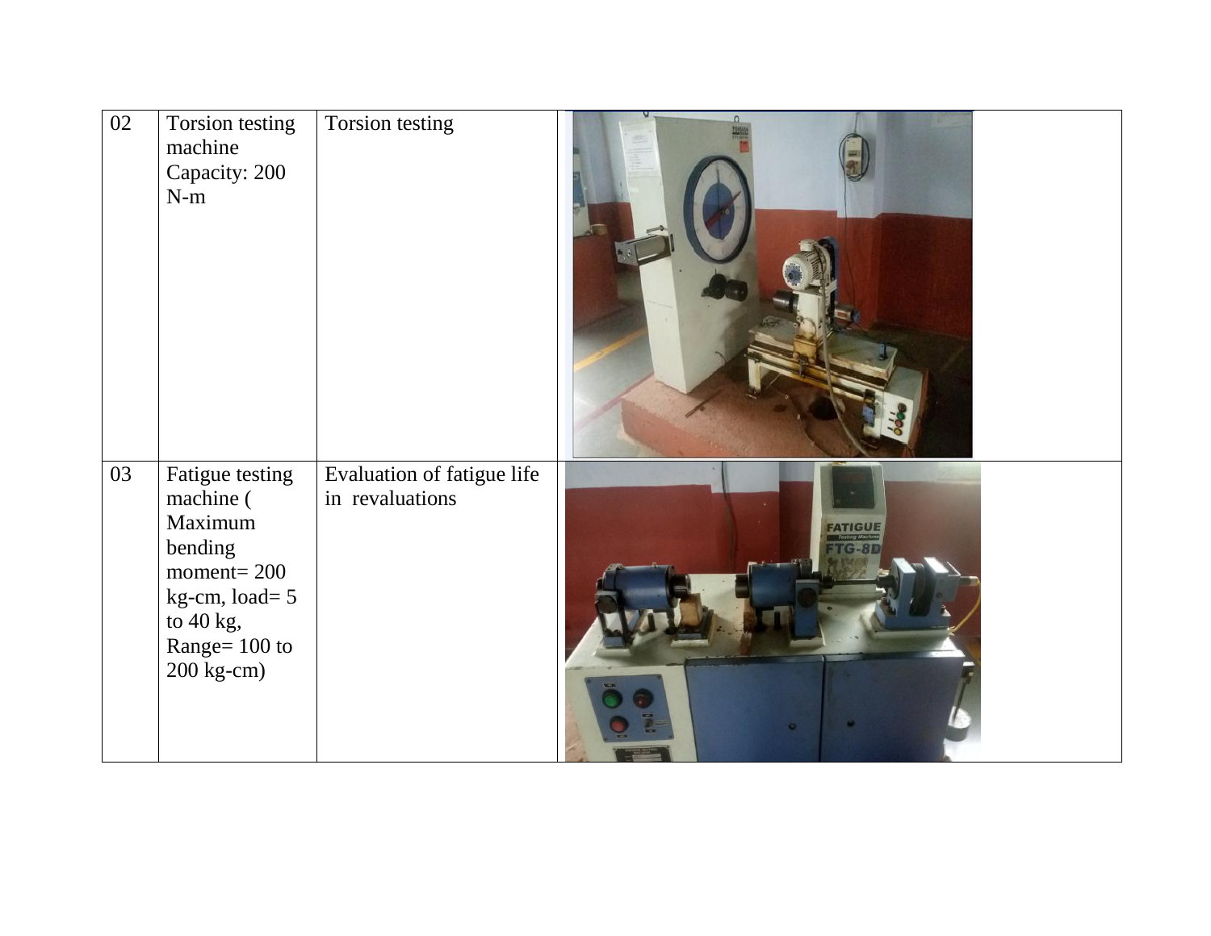| | | | |
|---|---|---|---|
| 02 | Torsion testing machine Capacity: 200 N-m | Torsion testing | |
| 03 | Fatigue testing machine ( Maximum bending moment= 200 kg-cm, load= 5 to 40 kg, Range= 100 to 200 kg-cm) | Evaluation of fatigue life in revaluations | |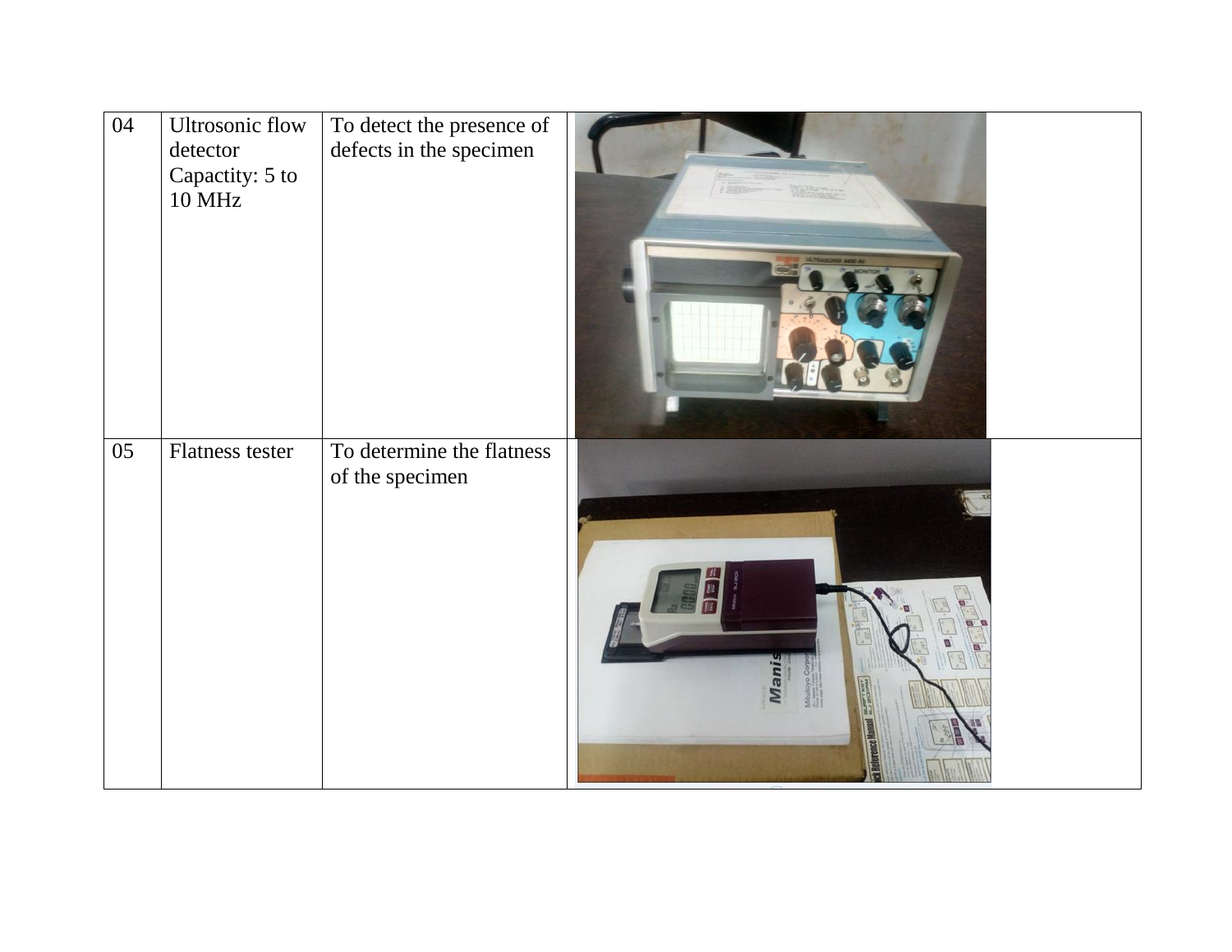| 04 | Ultrosonic flow detector Capactity: 5 to 10 MHz | To detect the presence of defects in the specimen | | |
|---|---|---|---|---|
| 05 | Flatness tester | To determine the flatness of the specimen | | |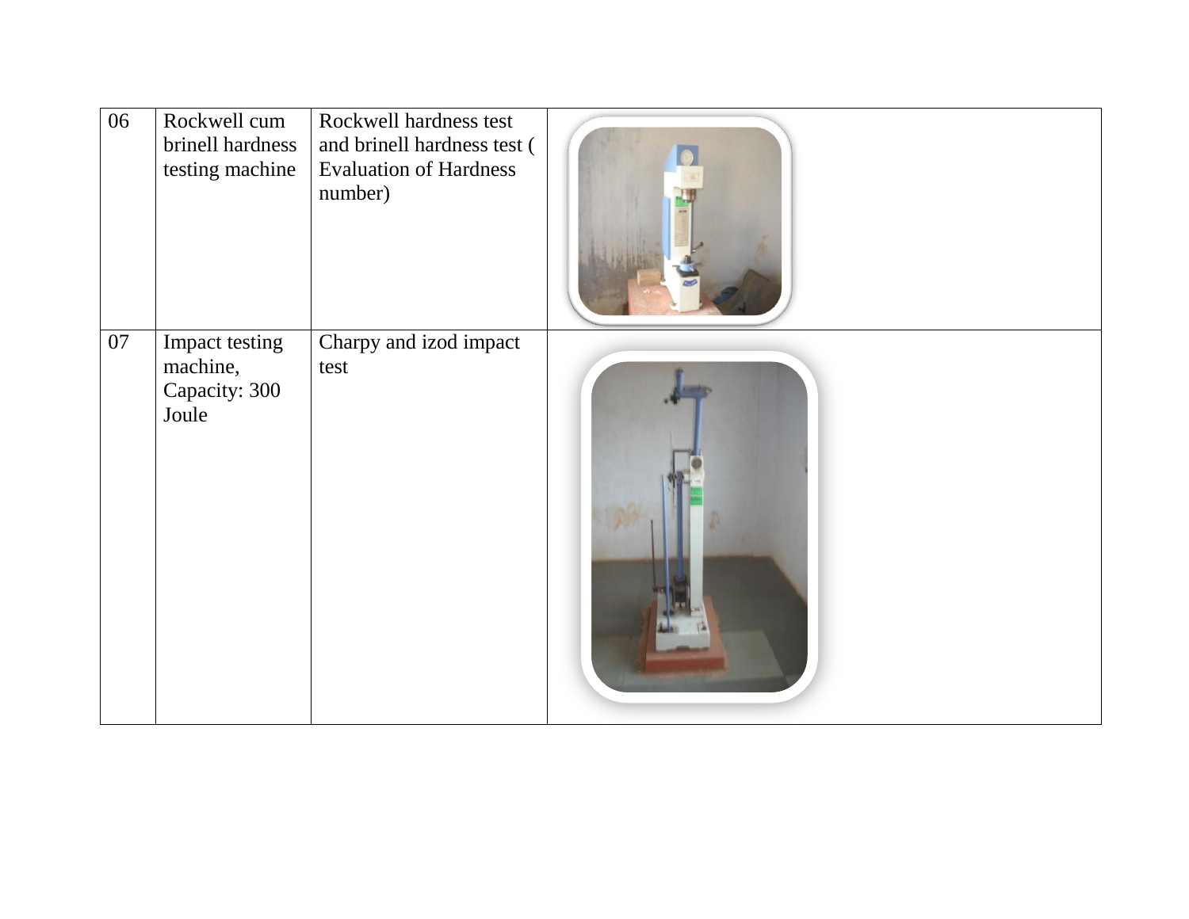| 06 | Rockwell cum brinell hardness testing machine | Rockwell hardness test and brinell hardness test ( Evaluation of Hardness number) | |
|---|---|---|---|
| 07 | Impact testing machine, Capacity: 300 Joule | Charpy and izod impact test | |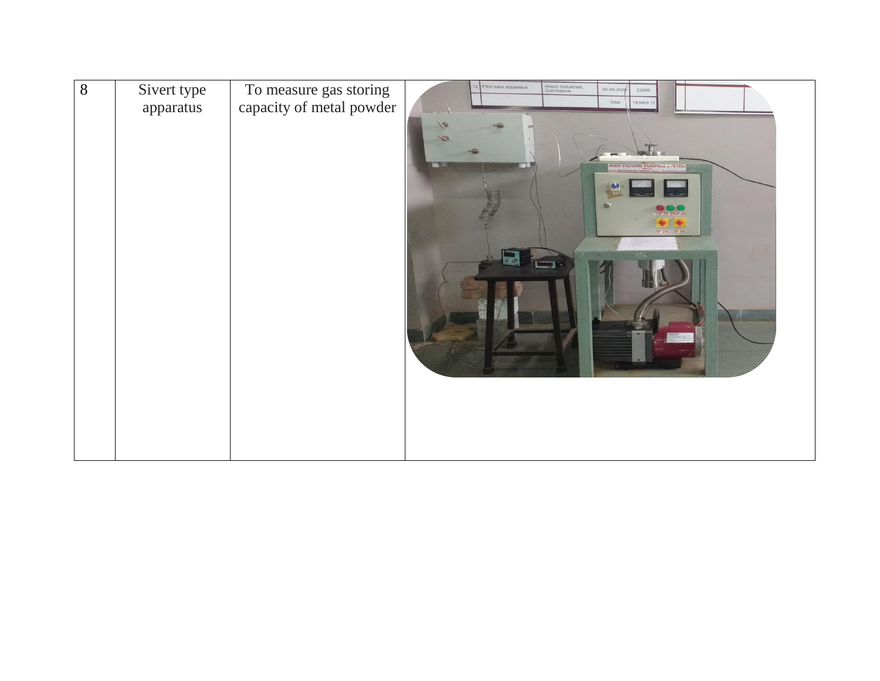| 8 | Sivert type apparatus | To measure gas storing capacity of metal powder | |
|---|---|---|---|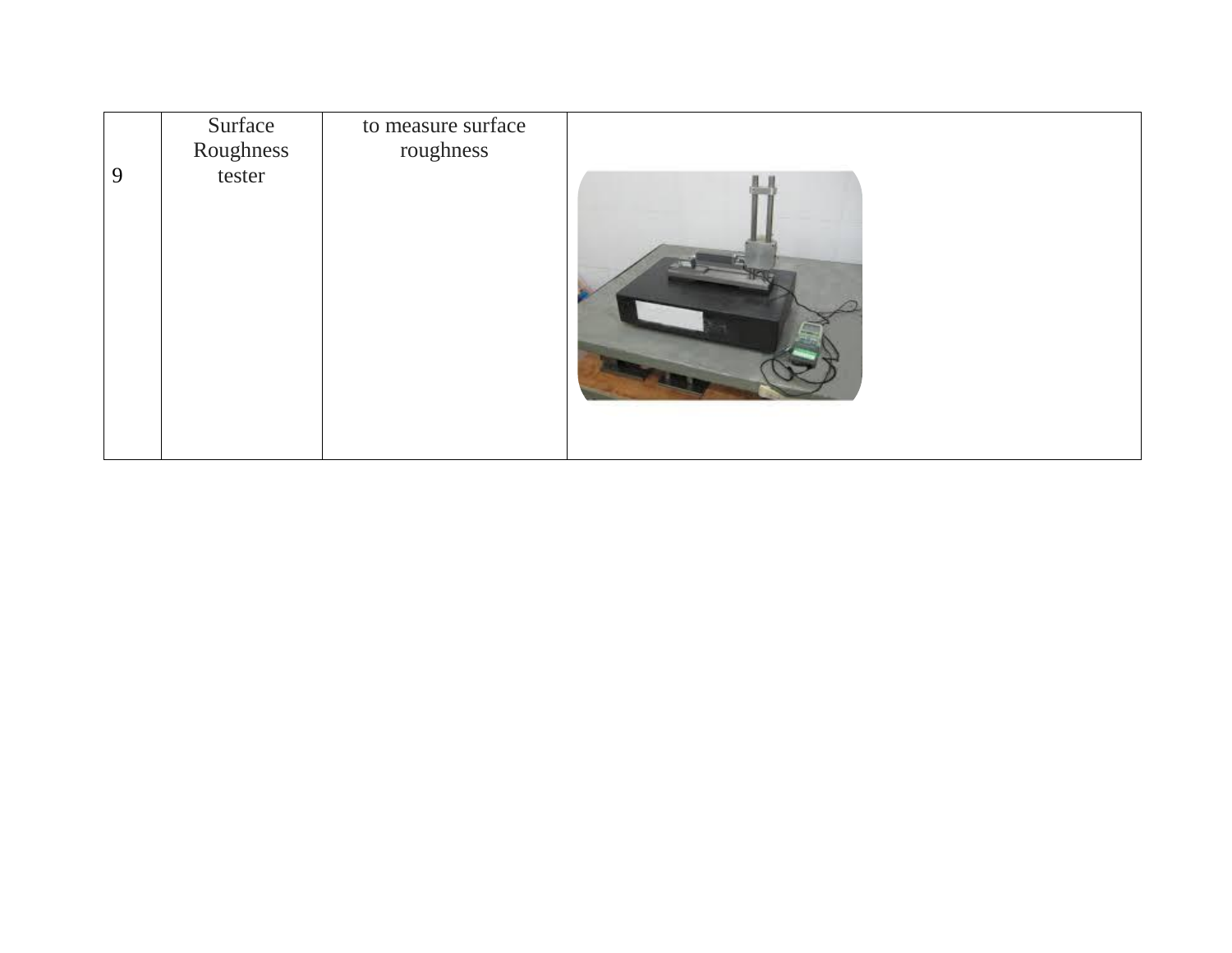| | | | |
|---|---|---|---|
| 9 | Surface Roughness tester | to measure surface roughness | |